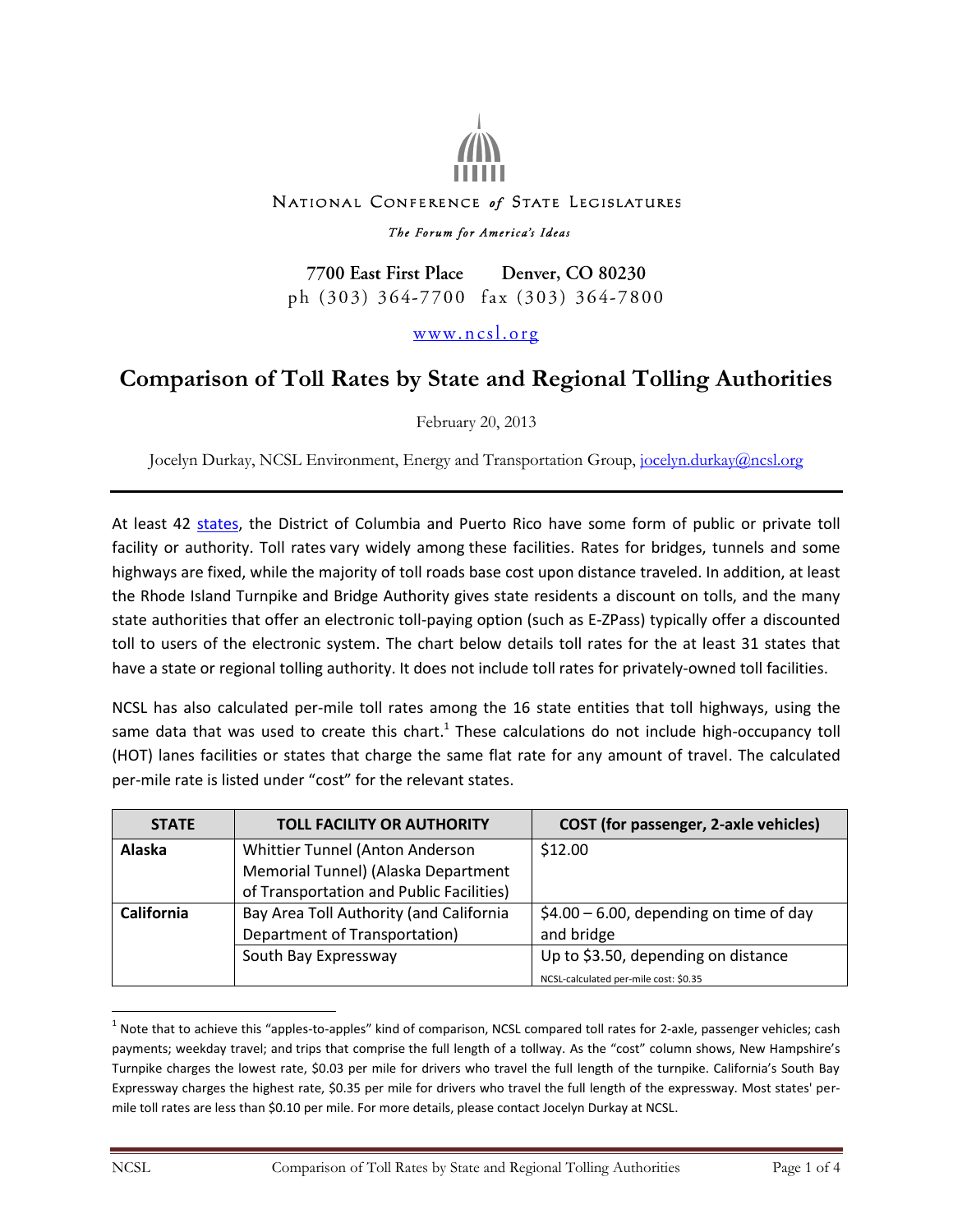NATIONAL CONFERENCE *of* STATE LEGISLATURES

*The Forum for America's Ideas*

**7700 East First Place Denver, CO 80230**
ph (303) 364-7700 fax (303) 364-7800

www.ncsl.org

# Comparison of Toll Rates by State and Regional Tolling Authorities

February 20, 2013

Jocelyn Durkay, NCSL Environment, Energy and Transportation Group, jocelyn.durkay@ncsl.org

---

At least 42 states, the District of Columbia and Puerto Rico have some form of public or private toll facility or authority. Toll rates vary widely among these facilities. Rates for bridges, tunnels and some highways are fixed, while the majority of toll roads base cost upon distance traveled. In addition, at least the Rhode Island Turnpike and Bridge Authority gives state residents a discount on tolls, and the many state authorities that offer an electronic toll-paying option (such as E-ZPass) typically offer a discounted toll to users of the electronic system. The chart below details toll rates for the at least 31 states that have a state or regional tolling authority. It does not include toll rates for privately-owned toll facilities.

NCSL has also calculated per-mile toll rates among the 16 state entities that toll highways, using the same data that was used to create this chart.[1] These calculations do not include high-occupancy toll (HOT) lanes facilities or states that charge the same flat rate for any amount of travel. The calculated per-mile rate is listed under "cost" for the relevant states.

| STATE | TOLL FACILITY OR AUTHORITY | COST (for passenger, 2-axle vehicles) |
|---|---|---|
| **Alaska** | Whittier Tunnel (Anton Anderson Memorial Tunnel) (Alaska Department of Transportation and Public Facilities) | $12.00 |
| **California** | Bay Area Toll Authority (and California Department of Transportation) | $4.00 – 6.00, depending on time of day and bridge |
| | South Bay Expressway | Up to $3.50, depending on distance<br>NCSL-calculated per-mile cost: $0.35 |

[1] Note that to achieve this "apples-to-apples" kind of comparison, NCSL compared toll rates for 2-axle, passenger vehicles; cash payments; weekday travel; and trips that comprise the full length of a tollway. As the "cost" column shows, New Hampshire's Turnpike charges the lowest rate, $0.03 per mile for drivers who travel the full length of the turnpike. California's South Bay Expressway charges the highest rate, $0.35 per mile for drivers who travel the full length of the expressway. Most states' per-mile toll rates are less than $0.10 per mile. For more details, please contact Jocelyn Durkay at NCSL.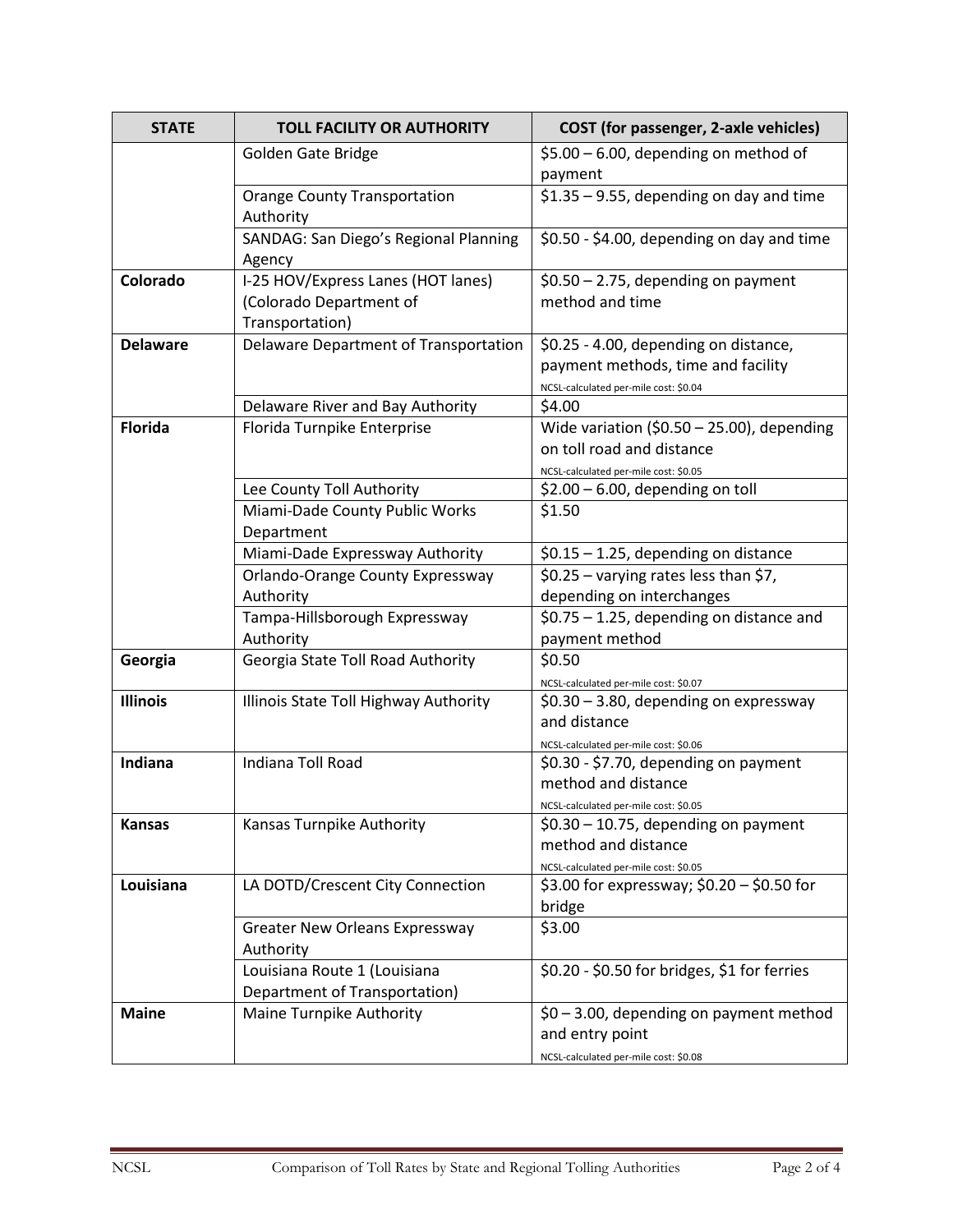| STATE | TOLL FACILITY OR AUTHORITY | COST (for passenger, 2-axle vehicles) |
|---|---|---|
| | Golden Gate Bridge | $5.00 – 6.00, depending on method of payment |
| | Orange County Transportation Authority | $1.35 – 9.55, depending on day and time |
| | SANDAG: San Diego's Regional Planning Agency | $0.50 - $4.00, depending on day and time |
| **Colorado** | I-25 HOV/Express Lanes (HOT lanes) (Colorado Department of Transportation) | $0.50 – 2.75, depending on payment method and time |
| **Delaware** | Delaware Department of Transportation | $0.25 - 4.00, depending on distance, payment methods, time and facility NCSL-calculated per-mile cost: $0.04 |
| | Delaware River and Bay Authority | $4.00 |
| **Florida** | Florida Turnpike Enterprise | Wide variation ($0.50 – 25.00), depending on toll road and distance NCSL-calculated per-mile cost: $0.05 |
| | Lee County Toll Authority | $2.00 – 6.00, depending on toll |
| | Miami-Dade County Public Works Department | $1.50 |
| | Miami-Dade Expressway Authority | $0.15 – 1.25, depending on distance |
| | Orlando-Orange County Expressway Authority | $0.25 – varying rates less than $7, depending on interchanges |
| | Tampa-Hillsborough Expressway Authority | $0.75 – 1.25, depending on distance and payment method |
| **Georgia** | Georgia State Toll Road Authority | $0.50 NCSL-calculated per-mile cost: $0.07 |
| **Illinois** | Illinois State Toll Highway Authority | $0.30 – 3.80, depending on expressway and distance NCSL-calculated per-mile cost: $0.06 |
| **Indiana** | Indiana Toll Road | $0.30 - $7.70, depending on payment method and distance NCSL-calculated per-mile cost: $0.05 |
| **Kansas** | Kansas Turnpike Authority | $0.30 – 10.75, depending on payment method and distance NCSL-calculated per-mile cost: $0.05 |
| **Louisiana** | LA DOTD/Crescent City Connection | $3.00 for expressway; $0.20 – $0.50 for bridge |
| | Greater New Orleans Expressway Authority | $3.00 |
| | Louisiana Route 1 (Louisiana Department of Transportation) | $0.20 - $0.50 for bridges, $1 for ferries |
| **Maine** | Maine Turnpike Authority | $0 – 3.00, depending on payment method and entry point NCSL-calculated per-mile cost: $0.08 |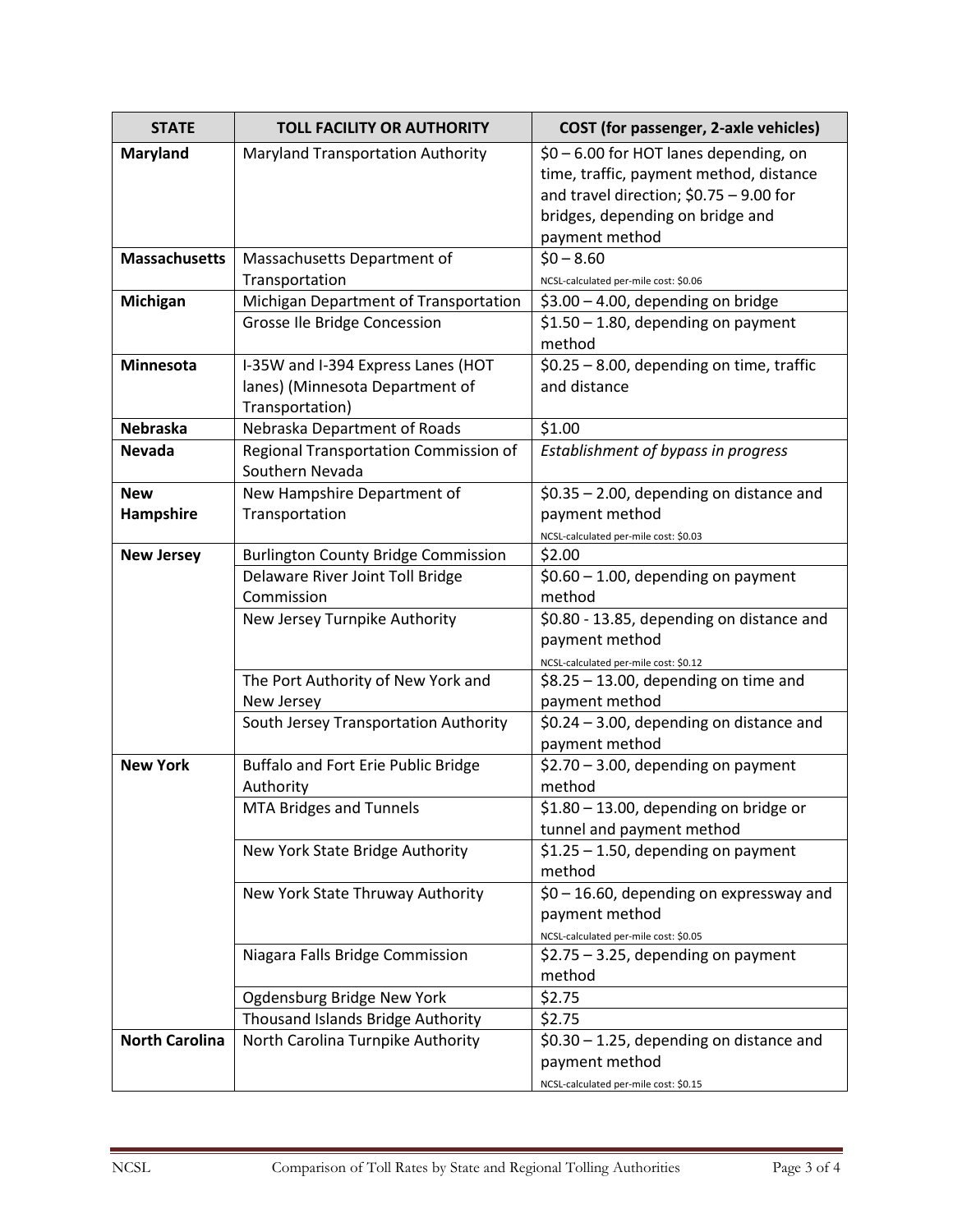| STATE | TOLL FACILITY OR AUTHORITY | COST (for passenger, 2-axle vehicles) |
|---|---|---|
| **Maryland** | Maryland Transportation Authority | \$0 – 6.00 for HOT lanes depending, on time, traffic, payment method, distance and travel direction; \$0.75 – 9.00 for bridges, depending on bridge and payment method |
| **Massachusetts** | Massachusetts Department of Transportation | \$0 – 8.60<br>NCSL-calculated per-mile cost: \$0.06 |
| **Michigan** | Michigan Department of Transportation | \$3.00 – 4.00, depending on bridge |
| | Grosse Ile Bridge Concession | \$1.50 – 1.80, depending on payment method |
| **Minnesota** | I-35W and I-394 Express Lanes (HOT lanes) (Minnesota Department of Transportation) | \$0.25 – 8.00, depending on time, traffic and distance |
| **Nebraska** | Nebraska Department of Roads | \$1.00 |
| **Nevada** | Regional Transportation Commission of Southern Nevada | *Establishment of bypass in progress* |
| **New Hampshire** | New Hampshire Department of Transportation | \$0.35 – 2.00, depending on distance and payment method<br>NCSL-calculated per-mile cost: \$0.03 |
| **New Jersey** | Burlington County Bridge Commission | \$2.00 |
| | Delaware River Joint Toll Bridge Commission | \$0.60 – 1.00, depending on payment method |
| | New Jersey Turnpike Authority | \$0.80 - 13.85, depending on distance and payment method<br>NCSL-calculated per-mile cost: \$0.12 |
| | The Port Authority of New York and New Jersey | \$8.25 – 13.00, depending on time and payment method |
| | South Jersey Transportation Authority | \$0.24 – 3.00, depending on distance and payment method |
| **New York** | Buffalo and Fort Erie Public Bridge Authority | \$2.70 – 3.00, depending on payment method |
| | MTA Bridges and Tunnels | \$1.80 – 13.00, depending on bridge or tunnel and payment method |
| | New York State Bridge Authority | \$1.25 – 1.50, depending on payment method |
| | New York State Thruway Authority | \$0 – 16.60, depending on expressway and payment method<br>NCSL-calculated per-mile cost: \$0.05 |
| | Niagara Falls Bridge Commission | \$2.75 – 3.25, depending on payment method |
| | Ogdensburg Bridge New York | \$2.75 |
| | Thousand Islands Bridge Authority | \$2.75 |
| **North Carolina** | North Carolina Turnpike Authority | \$0.30 – 1.25, depending on distance and payment method<br>NCSL-calculated per-mile cost: \$0.15 |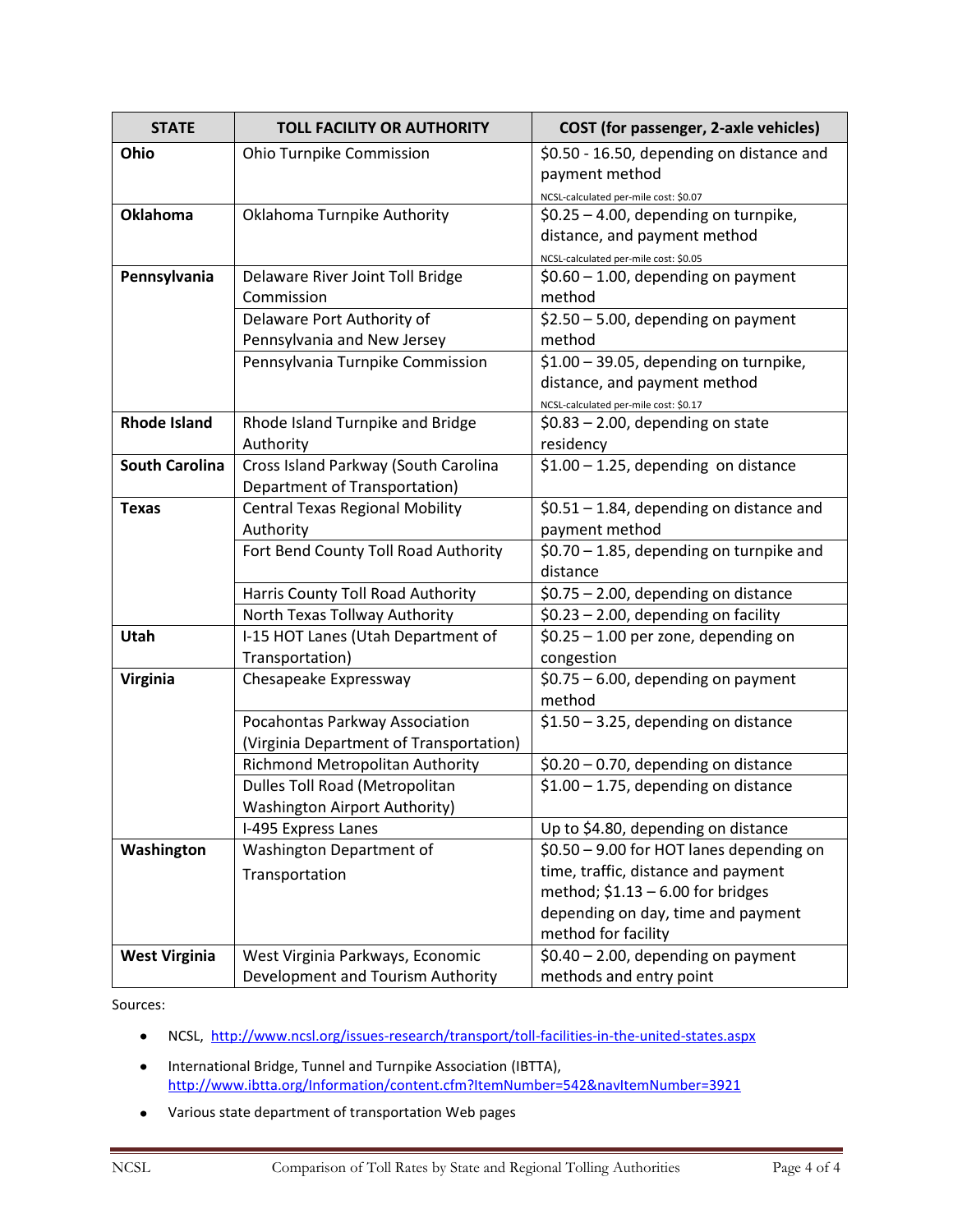| STATE | TOLL FACILITY OR AUTHORITY | COST (for passenger, 2-axle vehicles) |
|---|---|---|
| **Ohio** | Ohio Turnpike Commission | $0.50 - 16.50, depending on distance and payment method<br>NCSL-calculated per-mile cost: $0.07 |
| **Oklahoma** | Oklahoma Turnpike Authority | $0.25 – 4.00, depending on turnpike, distance, and payment method<br>NCSL-calculated per-mile cost: $0.05 |
| **Pennsylvania** | Delaware River Joint Toll Bridge Commission | $0.60 – 1.00, depending on payment method |
| | Delaware Port Authority of Pennsylvania and New Jersey | $2.50 – 5.00, depending on payment method |
| | Pennsylvania Turnpike Commission | $1.00 – 39.05, depending on turnpike, distance, and payment method<br>NCSL-calculated per-mile cost: $0.17 |
| **Rhode Island** | Rhode Island Turnpike and Bridge Authority | $0.83 – 2.00, depending on state residency |
| **South Carolina** | Cross Island Parkway (South Carolina Department of Transportation) | $1.00 – 1.25, depending on distance |
| **Texas** | Central Texas Regional Mobility Authority | $0.51 – 1.84, depending on distance and payment method |
| | Fort Bend County Toll Road Authority | $0.70 – 1.85, depending on turnpike and distance |
| | Harris County Toll Road Authority | $0.75 – 2.00, depending on distance |
| | North Texas Tollway Authority | $0.23 – 2.00, depending on facility |
| **Utah** | I-15 HOT Lanes (Utah Department of Transportation) | $0.25 – 1.00 per zone, depending on congestion |
| **Virginia** | Chesapeake Expressway | $0.75 – 6.00, depending on payment method |
| | Pocahontas Parkway Association (Virginia Department of Transportation) | $1.50 – 3.25, depending on distance |
| | Richmond Metropolitan Authority | $0.20 – 0.70, depending on distance |
| | Dulles Toll Road (Metropolitan Washington Airport Authority) | $1.00 – 1.75, depending on distance |
| | I-495 Express Lanes | Up to $4.80, depending on distance |
| **Washington** | Washington Department of Transportation | $0.50 – 9.00 for HOT lanes depending on time, traffic, distance and payment method; $1.13 – 6.00 for bridges depending on day, time and payment method for facility |
| **West Virginia** | West Virginia Parkways, Economic Development and Tourism Authority | $0.40 – 2.00, depending on payment methods and entry point |

Sources:

- NCSL, http://www.ncsl.org/issues-research/transport/toll-facilities-in-the-united-states.aspx
- International Bridge, Tunnel and Turnpike Association (IBTTA), http://www.ibtta.org/Information/content.cfm?ItemNumber=542&navItemNumber=3921
- Various state department of transportation Web pages